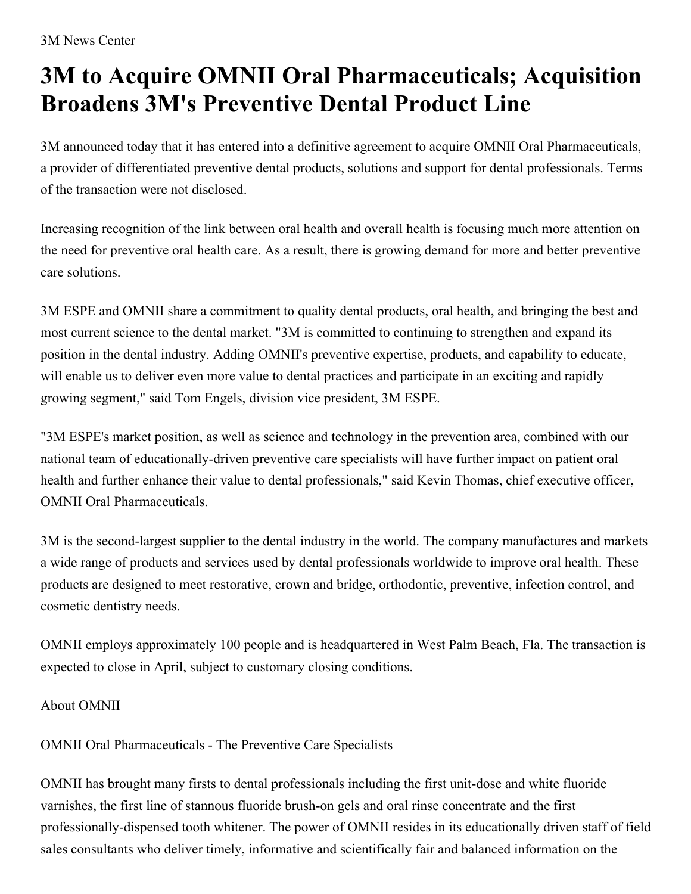3M News Center

# 3M to Acquire OMNII Oral Pharmaceuticals; Acquisition Broadens 3M's Preventive Dental Product Line

3M announced today that it has entered into a definitive agreement to acquire OMNII Oral Pharmaceuticals, a provider of differentiated preventive dental products, solutions and support for dental professionals. Terms of the transaction were not disclosed.

Increasing recognition of the link between oral health and overall health is focusing much more attention on the need for preventive oral health care. As a result, there is growing demand for more and better preventive care solutions.

3M ESPE and OMNII share a commitment to quality dental products, oral health, and bringing the best and most current science to the dental market. "3M is committed to continuing to strengthen and expand its position in the dental industry. Adding OMNII's preventive expertise, products, and capability to educate, will enable us to deliver even more value to dental practices and participate in an exciting and rapidly growing segment," said Tom Engels, division vice president, 3M ESPE.

"3M ESPE's market position, as well as science and technology in the prevention area, combined with our national team of educationally-driven preventive care specialists will have further impact on patient oral health and further enhance their value to dental professionals," said Kevin Thomas, chief executive officer, OMNII Oral Pharmaceuticals.

3M is the second-largest supplier to the dental industry in the world. The company manufactures and markets a wide range of products and services used by dental professionals worldwide to improve oral health. These products are designed to meet restorative, crown and bridge, orthodontic, preventive, infection control, and cosmetic dentistry needs.

OMNII employs approximately 100 people and is headquartered in West Palm Beach, Fla. The transaction is expected to close in April, subject to customary closing conditions.

About OMNII

OMNII Oral Pharmaceuticals - The Preventive Care Specialists

OMNII has brought many firsts to dental professionals including the first unit-dose and white fluoride varnishes, the first line of stannous fluoride brush-on gels and oral rinse concentrate and the first professionally-dispensed tooth whitener. The power of OMNII resides in its educationally driven staff of field sales consultants who deliver timely, informative and scientifically fair and balanced information on the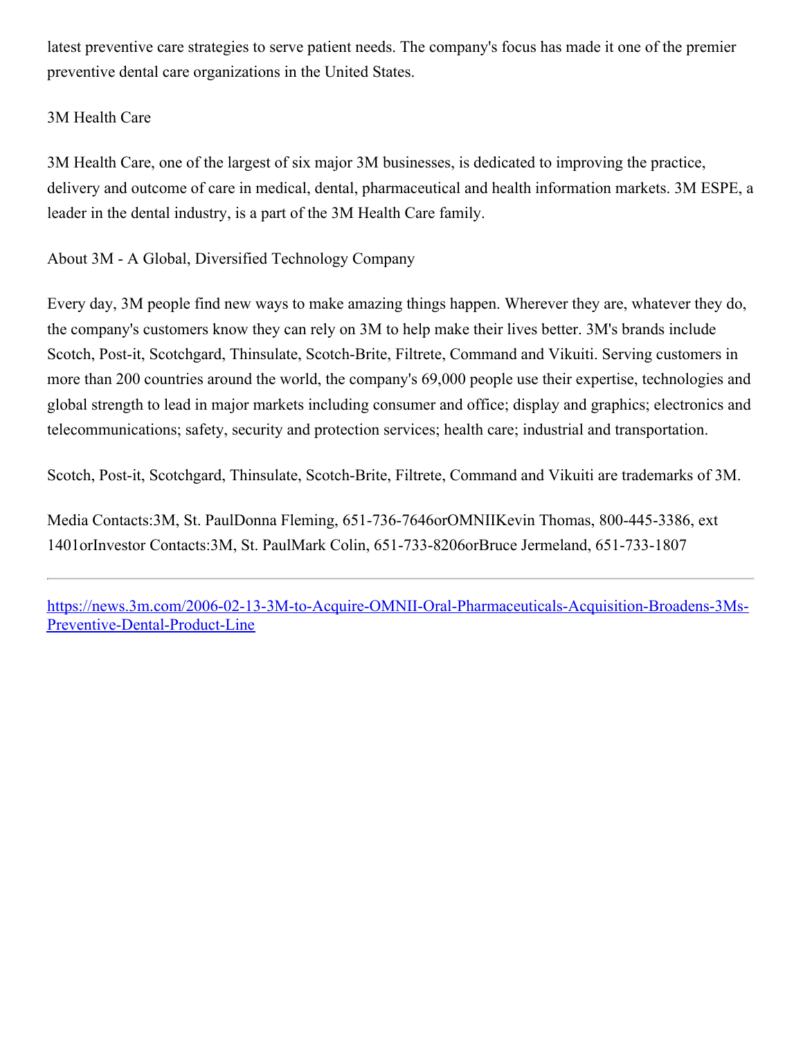latest preventive care strategies to serve patient needs. The company's focus has made it one of the premier preventive dental care organizations in the United States.

3M Health Care

3M Health Care, one of the largest of six major 3M businesses, is dedicated to improving the practice, delivery and outcome of care in medical, dental, pharmaceutical and health information markets. 3M ESPE, a leader in the dental industry, is a part of the 3M Health Care family.

About 3M - A Global, Diversified Technology Company

Every day, 3M people find new ways to make amazing things happen. Wherever they are, whatever they do, the company's customers know they can rely on 3M to help make their lives better. 3M's brands include Scotch, Post-it, Scotchgard, Thinsulate, Scotch-Brite, Filtrete, Command and Vikuiti. Serving customers in more than 200 countries around the world, the company's 69,000 people use their expertise, technologies and global strength to lead in major markets including consumer and office; display and graphics; electronics and telecommunications; safety, security and protection services; health care; industrial and transportation.

Scotch, Post-it, Scotchgard, Thinsulate, Scotch-Brite, Filtrete, Command and Vikuiti are trademarks of 3M.

Media Contacts:3M, St. PaulDonna Fleming, 651-736-7646orOMNIIKevin Thomas, 800-445-3386, ext 1401orInvestor Contacts:3M, St. PaulMark Colin, 651-733-8206orBruce Jermeland, 651-733-1807

---

https://news.3m.com/2006-02-13-3M-to-Acquire-OMNII-Oral-Pharmaceuticals-Acquisition-Broadens-3Ms-Preventive-Dental-Product-Line